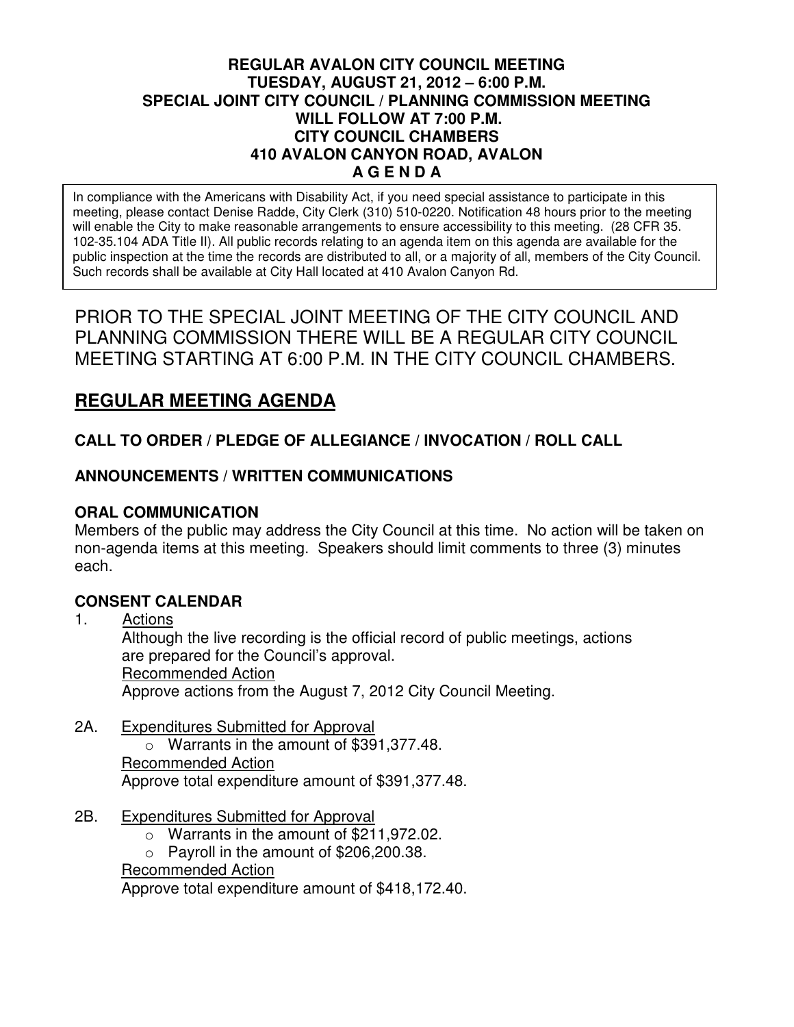**REGULAR AVALON CITY COUNCIL MEETING**
**TUESDAY, AUGUST 21, 2012 – 6:00 P.M.**
**SPECIAL JOINT CITY COUNCIL / PLANNING COMMISSION MEETING**
**WILL FOLLOW AT 7:00 P.M.**
**CITY COUNCIL CHAMBERS**
**410 AVALON CANYON ROAD, AVALON**
**A G E N D A**

In compliance with the Americans with Disability Act, if you need special assistance to participate in this meeting, please contact Denise Radde, City Clerk (310) 510-0220. Notification 48 hours prior to the meeting will enable the City to make reasonable arrangements to ensure accessibility to this meeting. (28 CFR 35. 102-35.104 ADA Title II). All public records relating to an agenda item on this agenda are available for the public inspection at the time the records are distributed to all, or a majority of all, members of the City Council. Such records shall be available at City Hall located at 410 Avalon Canyon Rd.

PRIOR TO THE SPECIAL JOINT MEETING OF THE CITY COUNCIL AND PLANNING COMMISSION THERE WILL BE A REGULAR CITY COUNCIL MEETING STARTING AT 6:00 P.M. IN THE CITY COUNCIL CHAMBERS.

## REGULAR MEETING AGENDA

### CALL TO ORDER / PLEDGE OF ALLEGIANCE / INVOCATION / ROLL CALL

### ANNOUNCEMENTS / WRITTEN COMMUNICATIONS

### ORAL COMMUNICATION

Members of the public may address the City Council at this time. No action will be taken on non-agenda items at this meeting. Speakers should limit comments to three (3) minutes each.

### CONSENT CALENDAR

1. Actions
   Although the live recording is the official record of public meetings, actions are prepared for the Council's approval.
   Recommended Action
   Approve actions from the August 7, 2012 City Council Meeting.

2A. Expenditures Submitted for Approval
   - Warrants in the amount of $391,377.48.

   Recommended Action
   Approve total expenditure amount of $391,377.48.

2B. Expenditures Submitted for Approval
   - Warrants in the amount of $211,972.02.
   - Payroll in the amount of $206,200.38.

   Recommended Action
   Approve total expenditure amount of $418,172.40.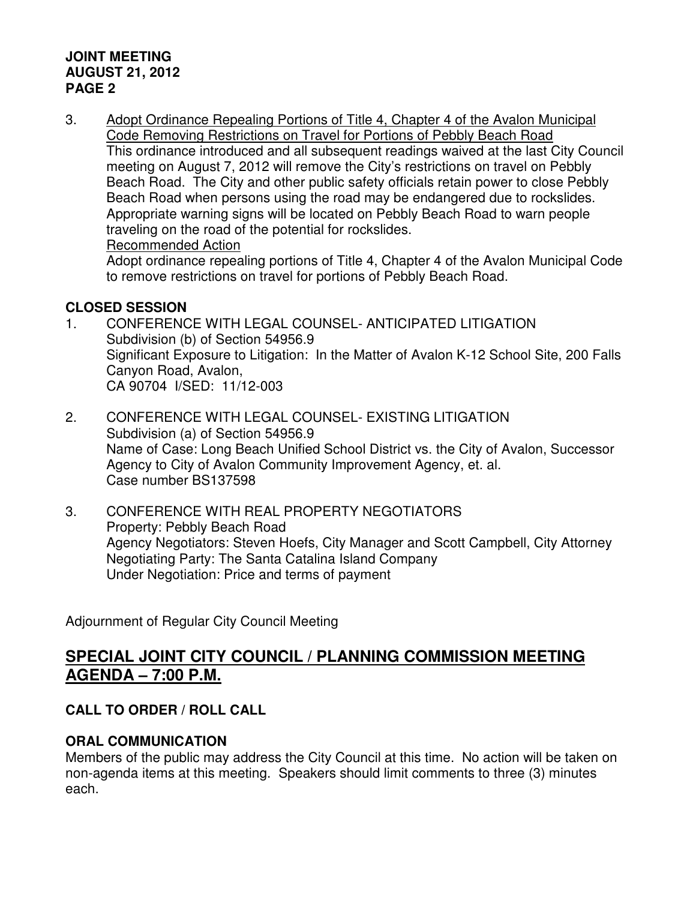3. Adopt Ordinance Repealing Portions of Title 4, Chapter 4 of the Avalon Municipal Code Removing Restrictions on Travel for Portions of Pebbly Beach Road
   This ordinance introduced and all subsequent readings waived at the last City Council meeting on August 7, 2012 will remove the City's restrictions on travel on Pebbly Beach Road. The City and other public safety officials retain power to close Pebbly Beach Road when persons using the road may be endangered due to rockslides. Appropriate warning signs will be located on Pebbly Beach Road to warn people traveling on the road of the potential for rockslides.
   Recommended Action
   Adopt ordinance repealing portions of Title 4, Chapter 4 of the Avalon Municipal Code to remove restrictions on travel for portions of Pebbly Beach Road.

**CLOSED SESSION**

1. CONFERENCE WITH LEGAL COUNSEL- ANTICIPATED LITIGATION
   Subdivision (b) of Section 54956.9
   Significant Exposure to Litigation: In the Matter of Avalon K-12 School Site, 200 Falls Canyon Road, Avalon,
   CA 90704 I/SED: 11/12-003

2. CONFERENCE WITH LEGAL COUNSEL- EXISTING LITIGATION
   Subdivision (a) of Section 54956.9
   Name of Case: Long Beach Unified School District vs. the City of Avalon, Successor Agency to City of Avalon Community Improvement Agency, et. al.
   Case number BS137598

3. CONFERENCE WITH REAL PROPERTY NEGOTIATORS
   Property: Pebbly Beach Road
   Agency Negotiators: Steven Hoefs, City Manager and Scott Campbell, City Attorney
   Negotiating Party: The Santa Catalina Island Company
   Under Negotiation: Price and terms of payment

Adjournment of Regular City Council Meeting

## SPECIAL JOINT CITY COUNCIL / PLANNING COMMISSION MEETING AGENDA – 7:00 P.M.

**CALL TO ORDER / ROLL CALL**

**ORAL COMMUNICATION**

Members of the public may address the City Council at this time. No action will be taken on non-agenda items at this meeting. Speakers should limit comments to three (3) minutes each.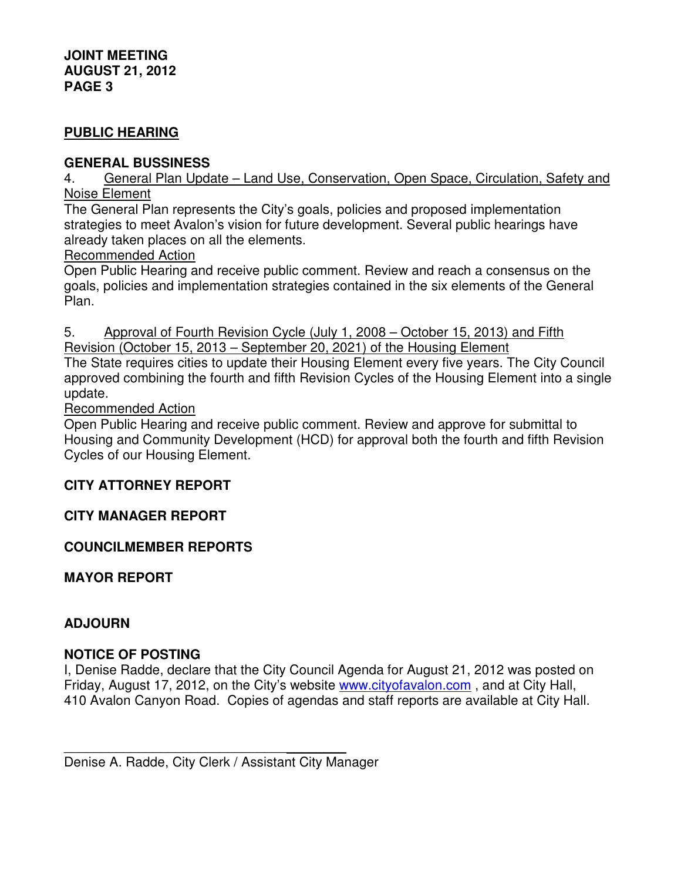## PUBLIC HEARING

## GENERAL BUSSINESS

4. General Plan Update – Land Use, Conservation, Open Space, Circulation, Safety and Noise Element

The General Plan represents the City's goals, policies and proposed implementation strategies to meet Avalon's vision for future development. Several public hearings have already taken places on all the elements.

Recommended Action

Open Public Hearing and receive public comment. Review and reach a consensus on the goals, policies and implementation strategies contained in the six elements of the General Plan.

5. Approval of Fourth Revision Cycle (July 1, 2008 – October 15, 2013) and Fifth Revision (October 15, 2013 – September 20, 2021) of the Housing Element

The State requires cities to update their Housing Element every five years. The City Council approved combining the fourth and fifth Revision Cycles of the Housing Element into a single update.

Recommended Action

Open Public Hearing and receive public comment. Review and approve for submittal to Housing and Community Development (HCD) for approval both the fourth and fifth Revision Cycles of our Housing Element.

## CITY ATTORNEY REPORT

## CITY MANAGER REPORT

## COUNCILMEMBER REPORTS

## MAYOR REPORT

## ADJOURN

## NOTICE OF POSTING

I, Denise Radde, declare that the City Council Agenda for August 21, 2012 was posted on Friday, August 17, 2012, on the City's website www.cityofavalon.com , and at City Hall, 410 Avalon Canyon Road. Copies of agendas and staff reports are available at City Hall.

\_\_\_\_\_\_\_\_\_\_\_\_\_\_\_\_\_\_\_\_\_\_\_\_\_\_\_\_\_\_\_\_\_\_\_\_

Denise A. Radde, City Clerk / Assistant City Manager